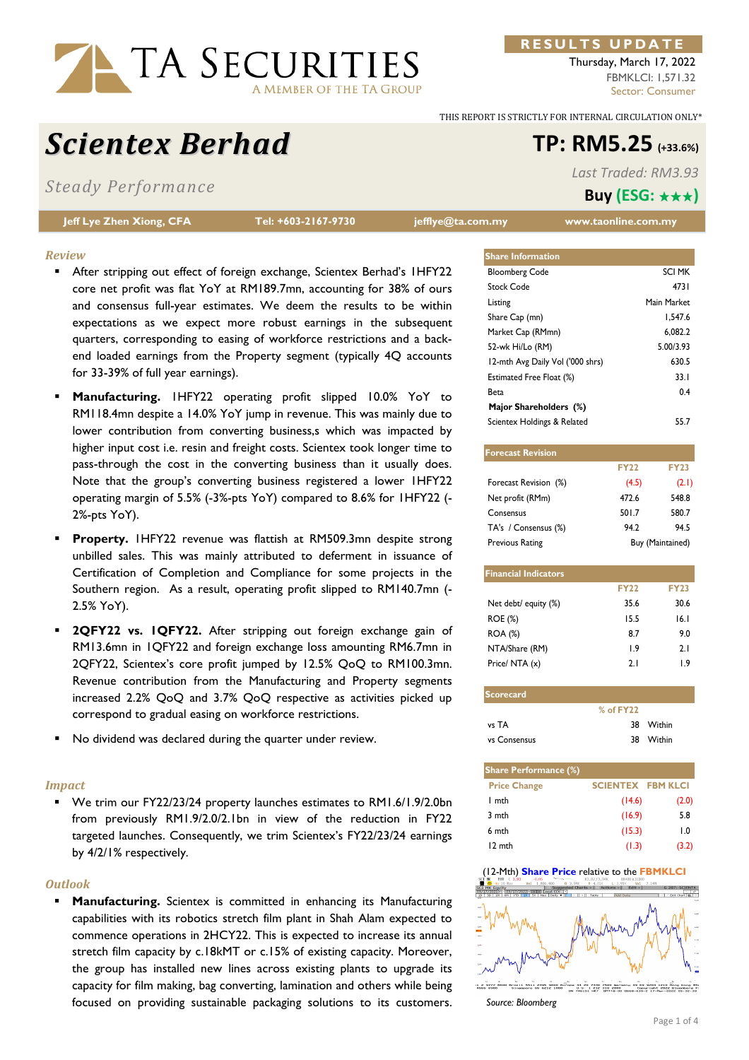RESULTS UPDATE

Thursday, March 17, 2022
FBMKLCI: 1,571.32
Sector: Consumer

THIS REPORT IS STRICTLY FOR INTERNAL CIRCULATION ONLY*

# Scientex Berhad

## TP: RM5.25 (+33.6%)

*Steady Performance*

*Last Traded: RM3.93*

**Buy (ESG: ★★★)**

**Jeff Lye Zhen Xiong, CFA** | Tel: +603-2167-9730 | jefflye@ta.com.my | www.taonline.com.my

### Review

- After stripping out effect of foreign exchange, Scientex Berhad's 1HFY22 core net profit was flat YoY at RM189.7mn, accounting for 38% of ours and consensus full-year estimates. We deem the results to be within expectations as we expect more robust earnings in the subsequent quarters, corresponding to easing of workforce restrictions and a back-end loaded earnings from the Property segment (typically 4Q accounts for 33-39% of full year earnings).
- **Manufacturing.** 1HFY22 operating profit slipped 10.0% YoY to RM118.4mn despite a 14.0% YoY jump in revenue. This was mainly due to lower contribution from converting business,s which was impacted by higher input cost i.e. resin and freight costs. Scientex took longer time to pass-through the cost in the converting business than it usually does. Note that the group's converting business registered a lower 1HFY22 operating margin of 5.5% (-3%-pts YoY) compared to 8.6% for 1HFY22 (-2%-pts YoY).
- **Property.** 1HFY22 revenue was flattish at RM509.3mn despite strong unbilled sales. This was mainly attributed to deferment in issuance of Certification of Completion and Compliance for some projects in the Southern region. As a result, operating profit slipped to RM140.7mn (-2.5% YoY).
- **2QFY22 vs. 1QFY22.** After stripping out foreign exchange gain of RM13.6mn in 1QFY22 and foreign exchange loss amounting RM6.7mn in 2QFY22, Scientex's core profit jumped by 12.5% QoQ to RM100.3mn. Revenue contribution from the Manufacturing and Property segments increased 2.2% QoQ and 3.7% QoQ respective as activities picked up correspond to gradual easing on workforce restrictions.
- No dividend was declared during the quarter under review.

### Impact

- We trim our FY22/23/24 property launches estimates to RM1.6/1.9/2.0bn from previously RM1.9/2.0/2.1bn in view of the reduction in FY22 targeted launches. Consequently, we trim Scientex's FY22/23/24 earnings by 4/2/1% respectively.

### Outlook

- **Manufacturing.** Scientex is committed in enhancing its Manufacturing capabilities with its robotics stretch film plant in Shah Alam expected to commence operations in 2HCY22. This is expected to increase its annual stretch film capacity by c.18kMT or c.15% of existing capacity. Moreover, the group has installed new lines across existing plants to upgrade its capacity for film making, bag converting, lamination and others while being focused on providing sustainable packaging solutions to its customers.

| Share Information | |
|---|---|
| Bloomberg Code | SCI MK |
| Stock Code | 4731 |
| Listing | Main Market |
| Share Cap (mn) | 1,547.6 |
| Market Cap (RMmn) | 6,082.2 |
| 52-wk Hi/Lo (RM) | 5.00/3.93 |
| 12-mth Avg Daily Vol ('000 shrs) | 630.5 |
| Estimated Free Float (%) | 33.1 |
| Beta | 0.4 |
| **Major Shareholders (%)** | |
| Scientex Holdings & Related | 55.7 |

| Forecast Revision | FY22 | FY23 |
|---|---|---|
| Forecast Revision (%) | (4.5) | (2.1) |
| Net profit (RMm) | 472.6 | 548.8 |
| Consensus | 501.7 | 580.7 |
| TA's / Consensus (%) | 94.2 | 94.5 |
| Previous Rating | Buy (Maintained) | |

| Financial Indicators | FY22 | FY23 |
|---|---|---|
| Net debt/ equity (%) | 35.6 | 30.6 |
| ROE (%) | 15.5 | 16.1 |
| ROA (%) | 8.7 | 9.0 |
| NTA/Share (RM) | 1.9 | 2.1 |
| Price/ NTA (x) | 2.1 | 1.9 |

| Scorecard | % of FY22 | |
|---|---|---|
| vs TA | 38 | Within |
| vs Consensus | 38 | Within |

| Share Performance (%) | | |
|---|---|---|
| Price Change | SCIENTEX | FBM KLCI |
| 1 mth | (14.6) | (2.0) |
| 3 mth | (16.9) | 5.8 |
| 6 mth | (15.3) | 1.0 |
| 12 mth | (1.3) | (3.2) |

(12-Mth) Share Price relative to the FBMKLCI

Source: Bloomberg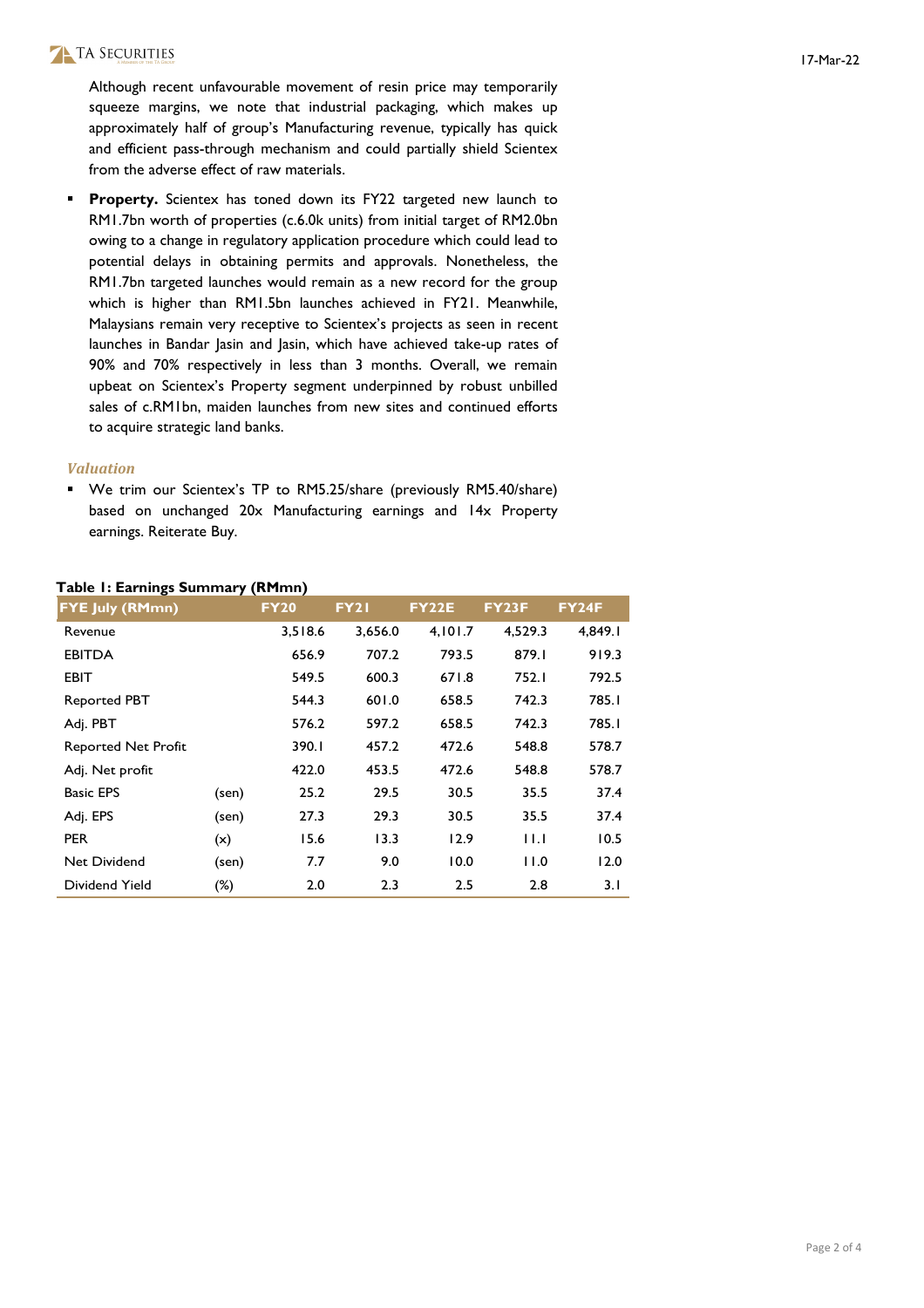Although recent unfavourable movement of resin price may temporarily squeeze margins, we note that industrial packaging, which makes up approximately half of group's Manufacturing revenue, typically has quick and efficient pass-through mechanism and could partially shield Scientex from the adverse effect of raw materials.

- **Property.** Scientex has toned down its FY22 targeted new launch to RM1.7bn worth of properties (c.6.0k units) from initial target of RM2.0bn owing to a change in regulatory application procedure which could lead to potential delays in obtaining permits and approvals. Nonetheless, the RM1.7bn targeted launches would remain as a new record for the group which is higher than RM1.5bn launches achieved in FY21. Meanwhile, Malaysians remain very receptive to Scientex's projects as seen in recent launches in Bandar Jasin and Jasin, which have achieved take-up rates of 90% and 70% respectively in less than 3 months. Overall, we remain upbeat on Scientex's Property segment underpinned by robust unbilled sales of c.RM1bn, maiden launches from new sites and continued efforts to acquire strategic land banks.

### *Valuation*

- We trim our Scientex's TP to RM5.25/share (previously RM5.40/share) based on unchanged 20x Manufacturing earnings and 14x Property earnings. Reiterate Buy.

**Table 1: Earnings Summary (RMmn)**

| FYE July (RMmn) | | FY20 | FY21 | FY22E | FY23F | FY24F |
|---|---|---|---|---|---|---|
| Revenue | | 3,518.6 | 3,656.0 | 4,101.7 | 4,529.3 | 4,849.1 |
| EBITDA | | 656.9 | 707.2 | 793.5 | 879.1 | 919.3 |
| EBIT | | 549.5 | 600.3 | 671.8 | 752.1 | 792.5 |
| Reported PBT | | 544.3 | 601.0 | 658.5 | 742.3 | 785.1 |
| Adj. PBT | | 576.2 | 597.2 | 658.5 | 742.3 | 785.1 |
| Reported Net Profit | | 390.1 | 457.2 | 472.6 | 548.8 | 578.7 |
| Adj. Net profit | | 422.0 | 453.5 | 472.6 | 548.8 | 578.7 |
| Basic EPS | (sen) | 25.2 | 29.5 | 30.5 | 35.5 | 37.4 |
| Adj. EPS | (sen) | 27.3 | 29.3 | 30.5 | 35.5 | 37.4 |
| PER | (x) | 15.6 | 13.3 | 12.9 | 11.1 | 10.5 |
| Net Dividend | (sen) | 7.7 | 9.0 | 10.0 | 11.0 | 12.0 |
| Dividend Yield | (%) | 2.0 | 2.3 | 2.5 | 2.8 | 3.1 |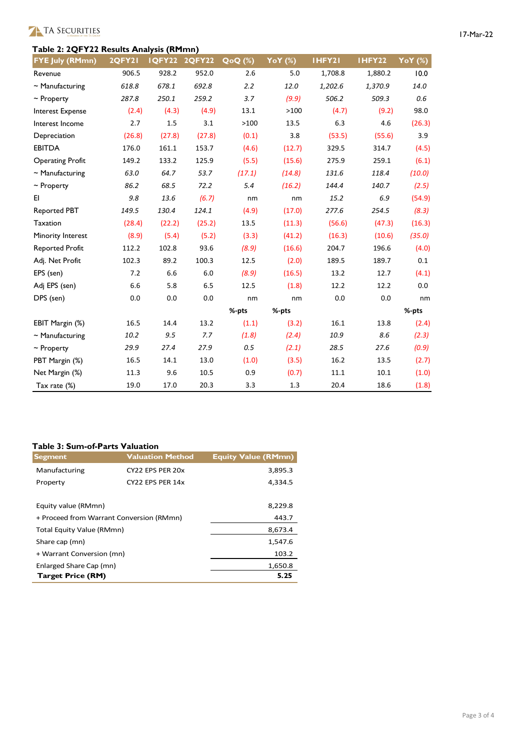### Table 2: 2QFY22 Results Analysis (RMmn)

| FYE July (RMmn) | 2QFY21 | 1QFY22 | 2QFY22 | QoQ (%) | YoY (%) | 1HFY21 | 1HFY22 | YoY (%) |
|---|---|---|---|---|---|---|---|---|
| Revenue | 906.5 | 928.2 | 952.0 | 2.6 | 5.0 | 1,708.8 | 1,880.2 | 10.0 |
| *~ Manufacturing* | *618.8* | *678.1* | *692.8* | *2.2* | *12.0* | *1,202.6* | *1,370.9* | *14.0* |
| *~ Property* | *287.8* | *250.1* | *259.2* | *3.7* | *(9.9)* | *506.2* | *509.3* | *0.6* |
| Interest Expense | (2.4) | (4.3) | (4.9) | 13.1 | >100 | (4.7) | (9.2) | 98.0 |
| Interest Income | 2.7 | 1.5 | 3.1 | >100 | 13.5 | 6.3 | 4.6 | (26.3) |
| Depreciation | (26.8) | (27.8) | (27.8) | (0.1) | 3.8 | (53.5) | (55.6) | 3.9 |
| EBITDA | 176.0 | 161.1 | 153.7 | (4.6) | (12.7) | 329.5 | 314.7 | (4.5) |
| Operating Profit | 149.2 | 133.2 | 125.9 | (5.5) | (15.6) | 275.9 | 259.1 | (6.1) |
| *~ Manufacturing* | *63.0* | *64.7* | *53.7* | *(17.1)* | *(14.8)* | *131.6* | *118.4* | *(10.0)* |
| *~ Property* | *86.2* | *68.5* | *72.2* | *5.4* | *(16.2)* | *144.4* | *140.7* | *(2.5)* |
| EI | *9.8* | *13.6* | *(6.7)* | nm | nm | *15.2* | *6.9* | *(54.9)* |
| Reported PBT | *149.5* | *130.4* | *124.1* | (4.9) | (17.0) | *277.6* | *254.5* | *(8.3)* |
| Taxation | (28.4) | (22.2) | (25.2) | 13.5 | (11.3) | (56.6) | (47.3) | (16.3) |
| Minority Interest | (8.9) | (5.4) | (5.2) | (3.3) | (41.2) | (16.3) | (10.6) | *(35.0)* |
| Reported Profit | 112.2 | 102.8 | 93.6 | (8.9) | (16.6) | 204.7 | 196.6 | (4.0) |
| Adj. Net Profit | 102.3 | 89.2 | 100.3 | 12.5 | (2.0) | 189.5 | 189.7 | 0.1 |
| EPS (sen) | 7.2 | 6.6 | 6.0 | *(8.9)* | (16.5) | 13.2 | 12.7 | (4.1) |
| Adj EPS (sen) | 6.6 | 5.8 | 6.5 | 12.5 | (1.8) | 12.2 | 12.2 | 0.0 |
| DPS (sen) | 0.0 | 0.0 | 0.0 | nm | nm | 0.0 | 0.0 | nm |
| | | | | **%-pts** | **%-pts** | | | **%-pts** |
| EBIT Margin (%) | 16.5 | 14.4 | 13.2 | (1.1) | (3.2) | 16.1 | 13.8 | (2.4) |
| *~ Manufacturing* | *10.2* | *9.5* | *7.7* | *(1.8)* | *(2.4)* | *10.9* | *8.6* | *(2.3)* |
| *~ Property* | *29.9* | *27.4* | *27.9* | *0.5* | *(2.1)* | *28.5* | *27.6* | *(0.9)* |
| PBT Margin (%) | 16.5 | 14.1 | 13.0 | (1.0) | (3.5) | 16.2 | 13.5 | (2.7) |
| Net Margin (%) | 11.3 | 9.6 | 10.5 | 0.9 | (0.7) | 11.1 | 10.1 | (1.0) |
| Tax rate (%) | 19.0 | 17.0 | 20.3 | 3.3 | 1.3 | 20.4 | 18.6 | (1.8) |

### Table 3: Sum-of-Parts Valuation

| Segment | Valuation Method | Equity Value (RMmn) |
|---|---|---|
| Manufacturing | CY22 EPS PER 20x | 3,895.3 |
| Property | CY22 EPS PER 14x | 4,334.5 |
| | | |
| Equity value (RMmn) | | 8,229.8 |
| + Proceed from Warrant Conversion (RMmn) | | 443.7 |
| Total Equity Value (RMmn) | | 8,673.4 |
| Share cap (mn) | | 1,547.6 |
| + Warrant Conversion (mn) | | 103.2 |
| Enlarged Share Cap (mn) | | 1,650.8 |
| **Target Price (RM)** | | **5.25** |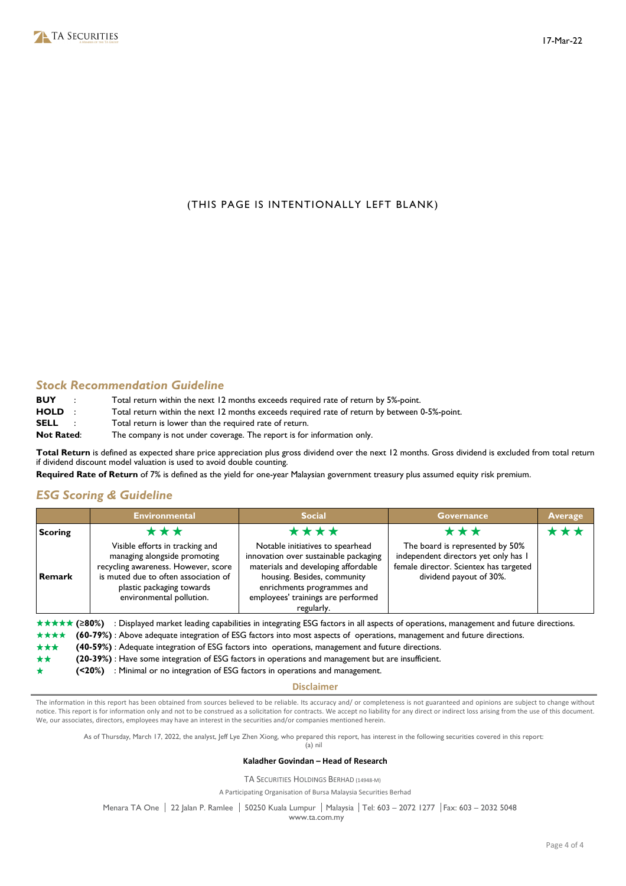(THIS PAGE IS INTENTIONALLY LEFT BLANK)

## *Stock Recommendation Guideline*

**BUY** : Total return within the next 12 months exceeds required rate of return by 5%-point.
**HOLD** : Total return within the next 12 months exceeds required rate of return by between 0-5%-point.
**SELL** : Total return is lower than the required rate of return.
**Not Rated**: The company is not under coverage. The report is for information only.

**Total Return** is defined as expected share price appreciation plus gross dividend over the next 12 months. Gross dividend is excluded from total return if dividend discount model valuation is used to avoid double counting.

**Required Rate of Return** of 7% is defined as the yield for one-year Malaysian government treasury plus assumed equity risk premium.

## *ESG Scoring & Guideline*

| | Environmental | Social | Governance | Average |
|---|---|---|---|---|
| **Scoring** | ★★★ | ★★★★ | ★★★ | ★★★ |
| **Remark** | Visible efforts in tracking and managing alongside promoting recycling awareness. However, score is muted due to often association of plastic packaging towards environmental pollution. | Notable initiatives to spearhead innovation over sustainable packaging materials and developing affordable housing. Besides, community enrichments programmes and employees' trainings are performed regularly. | The board is represented by 50% independent directors yet only has 1 female director. Scientex has targeted dividend payout of 30%. | |

★★★★★ **(≥80%)** : Displayed market leading capabilities in integrating ESG factors in all aspects of operations, management and future directions.
★★★★ **(60-79%)** : Above adequate integration of ESG factors into most aspects of operations, management and future directions.
★★★ **(40-59%)** : Adequate integration of ESG factors into operations, management and future directions.
★★ **(20-39%)** : Have some integration of ESG factors in operations and management but are insufficient.
★ **(<20%)** : Minimal or no integration of ESG factors in operations and management.

**Disclaimer**

The information in this report has been obtained from sources believed to be reliable. Its accuracy and/ or completeness is not guaranteed and opinions are subject to change without notice. This report is for information only and not to be construed as a solicitation for contracts. We accept no liability for any direct or indirect loss arising from the use of this document. We, our associates, directors, employees may have an interest in the securities and/or companies mentioned herein.

As of Thursday, March 17, 2022, the analyst, Jeff Lye Zhen Xiong, who prepared this report, has interest in the following securities covered in this report:
(a) nil

**Kaladher Govindan – Head of Research**

TA SECURITIES HOLDINGS BERHAD (14948-M)

A Participating Organisation of Bursa Malaysia Securities Berhad

Menara TA One | 22 Jalan P. Ramlee | 50250 Kuala Lumpur | Malaysia | Tel: 603 – 2072 1277 | Fax: 603 – 2032 5048
www.ta.com.my